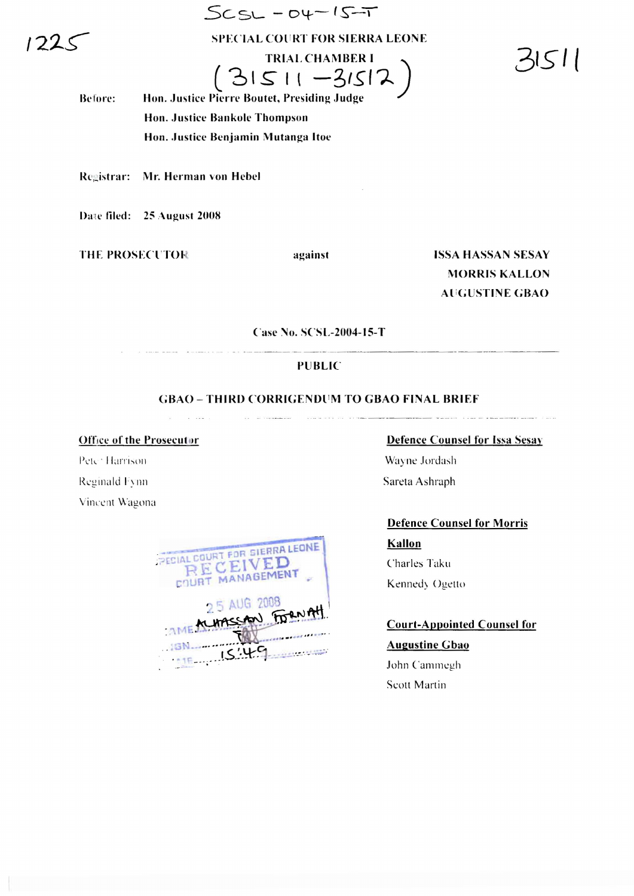SCSL – 04 – 15 – T

1225

SPECIAL COURT FOR SIERRA LEONE

TRIAL CHAMBER I

(31511 – 31512)

31511

Before: Hon. Justice Pierre Boutet, Presiding Judge

Hon. Justice Bankole Thompson

Hon. Justice Benjamin Mutanga Itoe

Registrar: Mr. Herman von Hebel

Date filed: 25 August 2008

| THE PROSECUTOR | against | ISSA HASSAN SESAY<br>MORRIS KALLON<br>AUGUSTINE GBAO |
|---|---|---|

Case No. SCSL-2004-15-T

**PUBLIC**

**GBAO – THIRD CORRIGENDUM TO GBAO FINAL BRIEF**

**Office of the Prosecutor**

Peter Harrison

Reginald Fynn

Vincent Wagona

**Defence Counsel for Issa Sesay**

Wayne Jordash

Sareta Ashraph

**Defence Counsel for Morris Kallon**

Charles Taku

Kennedy Ogetto

**Court-Appointed Counsel for Augustine Gbao**

John Cammegh

Scott Martin

SPECIAL COURT FOR SIERRA LEONE
RECEIVED
COURT MANAGEMENT
25 AUG 2008
NAME ALHASSAN FORNAH
SIGN
TIME 15:49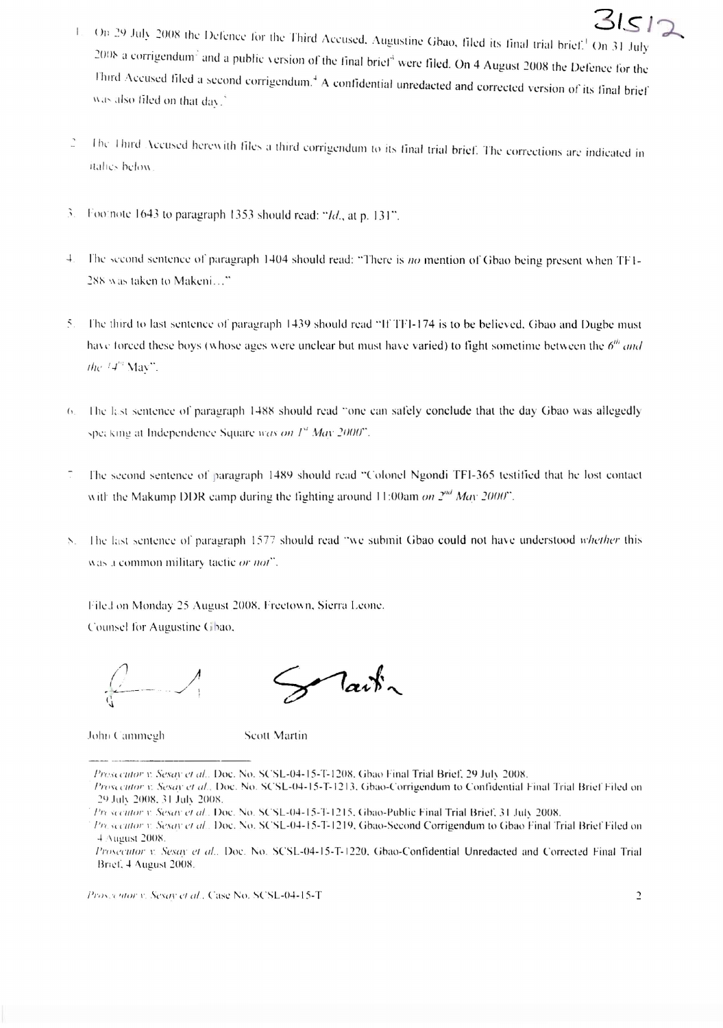31512

1. On 29 July 2008 the Defence for the Third Accused, Augustine Gbao, filed its final trial brief.[1] On 31 July 2008 a corrigendum[2] and a public version of the final brief[3] were filed. On 4 August 2008 the Defence for the Third Accused filed a second corrigendum.[4] A confidential unredacted and corrected version of its final brief was also filed on that day.[5]

2. The Third Accused herewith files a third corrigendum to its final trial brief. The corrections are indicated in italics below.

3. Footnote 1643 to paragraph 1353 should read: "*Id.*, at p. 131".

4. The second sentence of paragraph 1404 should read: "There is *no* mention of Gbao being present when TF1-288 was taken to Makeni…"

5. The third to last sentence of paragraph 1439 should read "If TF1-174 is to be believed, Gbao and Dugbe must have forced these boys (whose ages were unclear but must have varied) to fight sometime between the *6th and the 14th* May".

6. The last sentence of paragraph 1488 should read "one can safely conclude that the day Gbao was allegedly speaking at Independence Square *was on 1st May 2000*".

7. The second sentence of paragraph 1489 should read "Colonel Ngondi TF1-365 testified that he lost contact with the Makump DDR camp during the fighting around 11:00am *on 2nd May 2000*".

8. The last sentence of paragraph 1577 should read "we submit Gbao could not have understood *whether* this was a common military tactic *or not*".

Filed on Monday 25 August 2008, Freetown, Sierra Leone.

Counsel for Augustine Gbao,

John Cammegh Scott Martin

---

[1] *Prosecutor v. Sesay et al.*, Doc. No. SCSL-04-15-T-1208, Gbao Final Trial Brief, 29 July 2008.

[2] *Prosecutor v. Sesay et al.*, Doc. No. SCSL-04-15-T-1213, Gbao-Corrigendum to Confidential Final Trial Brief Filed on 29 July 2008, 31 July 2008.

[3] *Prosecutor v. Sesay et al.*, Doc. No. SCSL-04-15-T-1215, Gbao-Public Final Trial Brief, 31 July 2008.

[4] *Prosecutor v. Sesay et al.*, Doc. No. SCSL-04-15-T-1219, Gbao-Second Corrigendum to Gbao Final Trial Brief Filed on 4 August 2008.

[5] *Prosecutor v. Sesay et al.*, Doc. No. SCSL-04-15-T-1220, Gbao-Confidential Unredacted and Corrected Final Trial Brief, 4 August 2008.